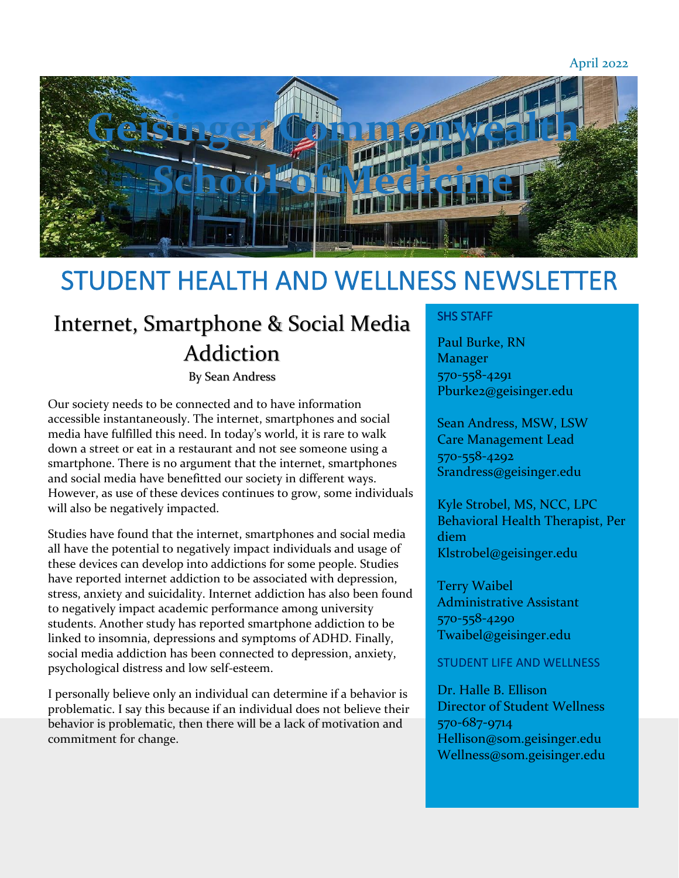April 2022

# Geisinger Commonwealth School of Medicine

# STUDENT HEALTH AND WELLNESS NEWSLETTER

## Internet, Smartphone & Social Media Addiction

By Sean Andress

Our society needs to be connected and to have information accessible instantaneously. The internet, smartphones and social media have fulfilled this need. In today's world, it is rare to walk down a street or eat in a restaurant and not see someone using a smartphone. There is no argument that the internet, smartphones and social media have benefitted our society in different ways. However, as use of these devices continues to grow, some individuals will also be negatively impacted.

Studies have found that the internet, smartphones and social media all have the potential to negatively impact individuals and usage of these devices can develop into addictions for some people. Studies have reported internet addiction to be associated with depression, stress, anxiety and suicidality. Internet addiction has also been found to negatively impact academic performance among university students. Another study has reported smartphone addiction to be linked to insomnia, depressions and symptoms of ADHD. Finally, social media addiction has been connected to depression, anxiety, psychological distress and low self-esteem.

I personally believe only an individual can determine if a behavior is problematic. I say this because if an individual does not believe their behavior is problematic, then there will be a lack of motivation and commitment for change.

### SHS STAFF

Paul Burke, RN
Manager
570-558-4291
Pburke2@geisinger.edu

Sean Andress, MSW, LSW
Care Management Lead
570-558-4292
Srandress@geisinger.edu

Kyle Strobel, MS, NCC, LPC
Behavioral Health Therapist, Per diem
Klstrobel@geisinger.edu

Terry Waibel
Administrative Assistant
570-558-4290
Twaibel@geisinger.edu

### STUDENT LIFE AND WELLNESS

Dr. Halle B. Ellison
Director of Student Wellness
570-687-9714
Hellison@som.geisinger.edu
Wellness@som.geisinger.edu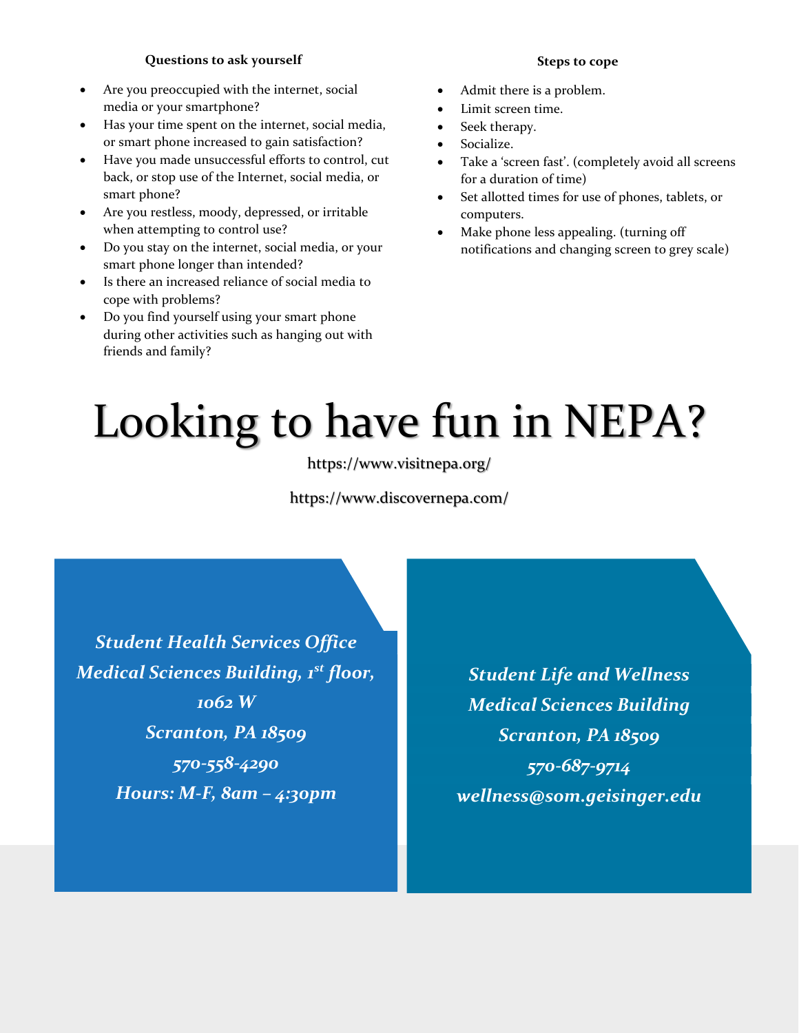**Questions to ask yourself**

- Are you preoccupied with the internet, social media or your smartphone?
- Has your time spent on the internet, social media, or smart phone increased to gain satisfaction?
- Have you made unsuccessful efforts to control, cut back, or stop use of the Internet, social media, or smart phone?
- Are you restless, moody, depressed, or irritable when attempting to control use?
- Do you stay on the internet, social media, or your smart phone longer than intended?
- Is there an increased reliance of social media to cope with problems?
- Do you find yourself using your smart phone during other activities such as hanging out with friends and family?

**Steps to cope**

- Admit there is a problem.
- Limit screen time.
- Seek therapy.
- Socialize.
- Take a 'screen fast'. (completely avoid all screens for a duration of time)
- Set allotted times for use of phones, tablets, or computers.
- Make phone less appealing. (turning off notifications and changing screen to grey scale)

# Looking to have fun in NEPA?

https://www.visitnepa.org/

https://www.discovernepa.com/

***Student Health Services Office***
***Medical Sciences Building, 1st floor, 1062 W***
***Scranton, PA 18509***
***570-558-4290***
***Hours: M-F, 8am – 4:30pm***

***Student Life and Wellness***
***Medical Sciences Building***
***Scranton, PA 18509***
***570-687-9714***
***wellness@som.geisinger.edu***